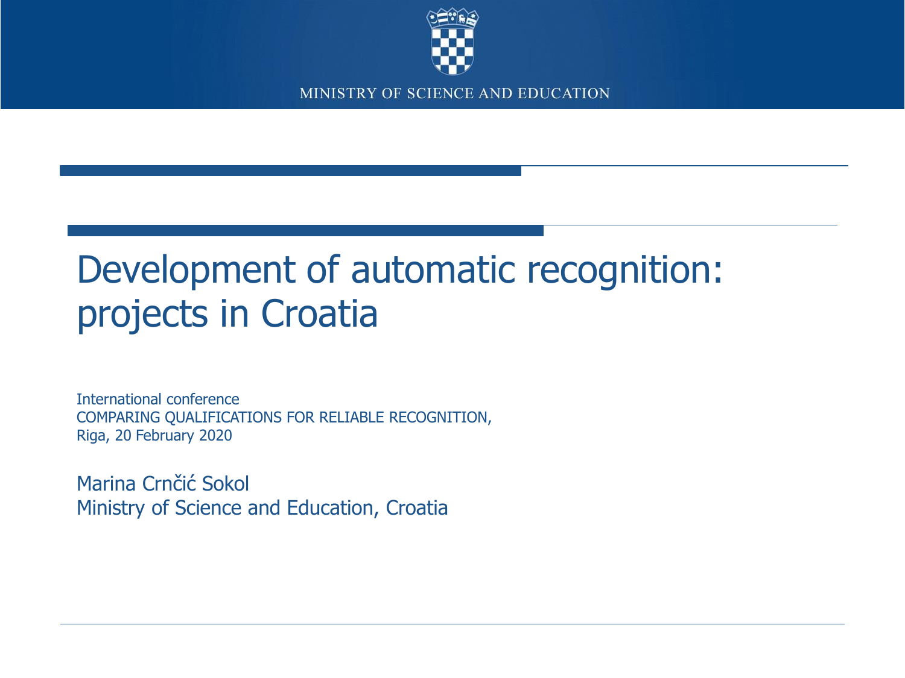MINISTRY OF SCIENCE AND EDUCATION

# Development of automatic recognition: projects in Croatia

International conference
COMPARING QUALIFICATIONS FOR RELIABLE RECOGNITION,
Riga, 20 February 2020

Marina Crnčić Sokol
Ministry of Science and Education, Croatia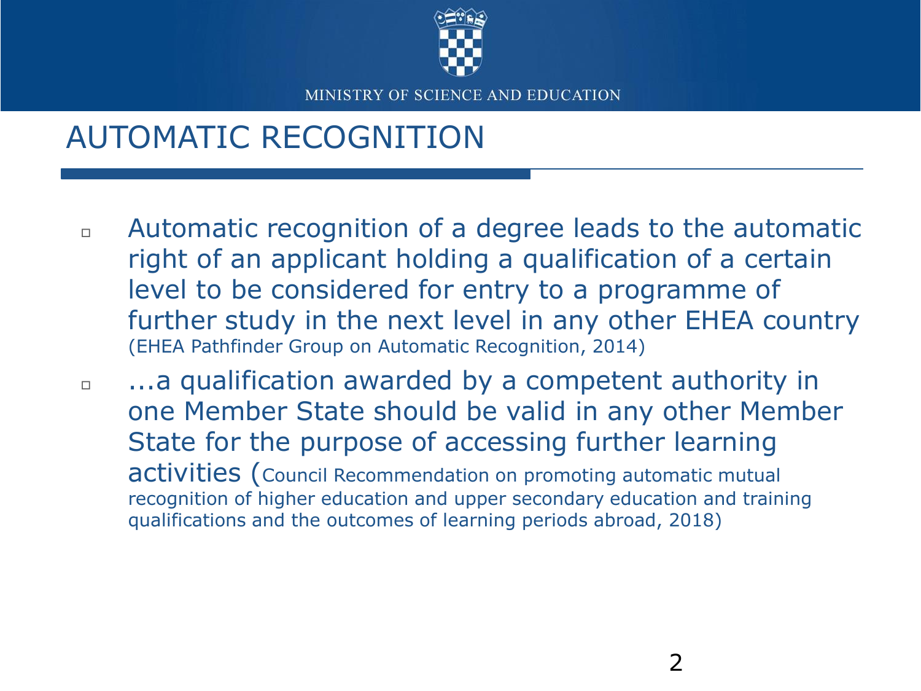# AUTOMATIC RECOGNITION

- Automatic recognition of a degree leads to the automatic right of an applicant holding a qualification of a certain level to be considered for entry to a programme of further study in the next level in any other EHEA country (EHEA Pathfinder Group on Automatic Recognition, 2014)
- ...a qualification awarded by a competent authority in one Member State should be valid in any other Member State for the purpose of accessing further learning activities (Council Recommendation on promoting automatic mutual recognition of higher education and upper secondary education and training qualifications and the outcomes of learning periods abroad, 2018)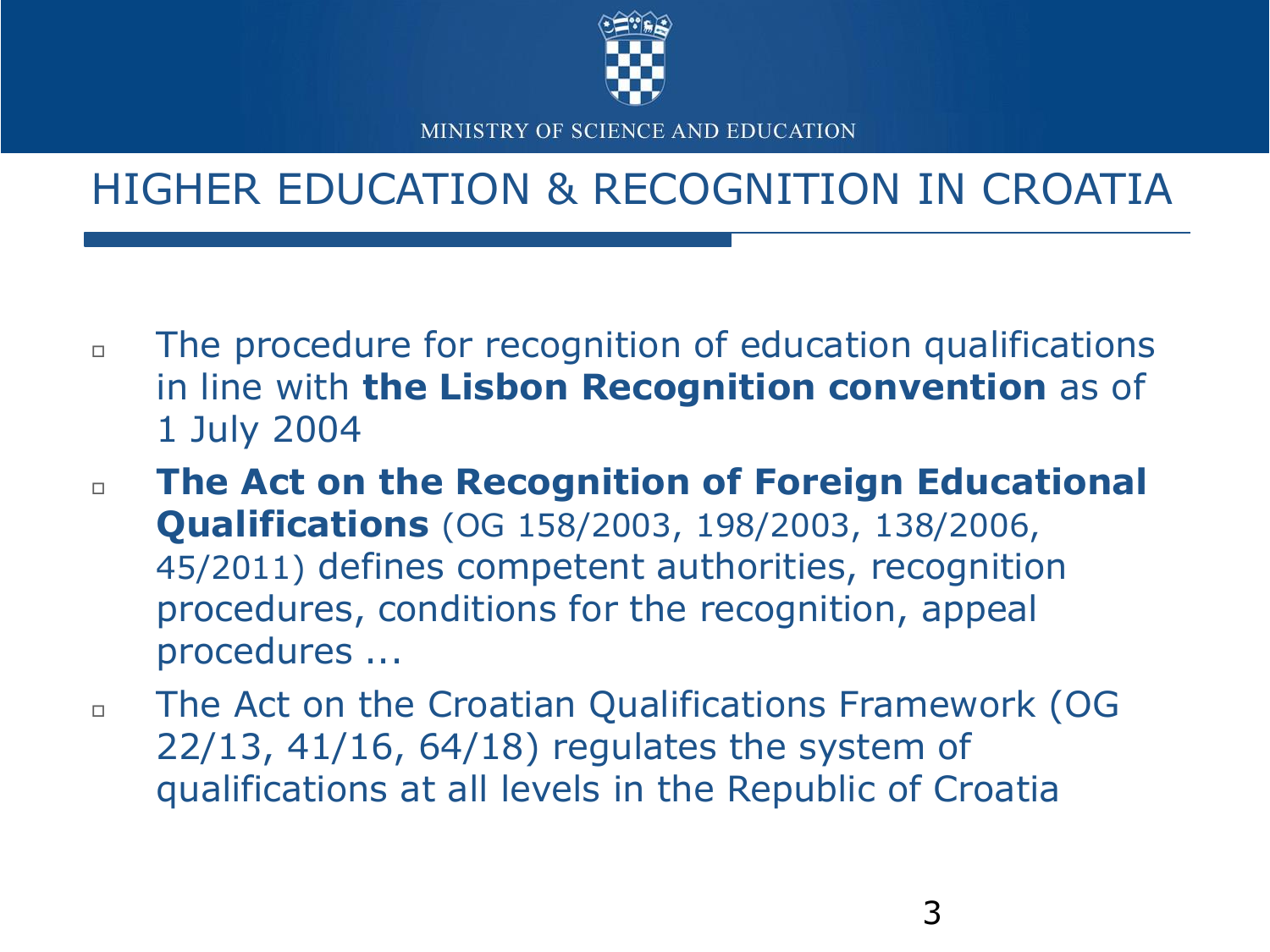MINISTRY OF SCIENCE AND EDUCATION

# HIGHER EDUCATION & RECOGNITION IN CROATIA

- The procedure for recognition of education qualifications in line with **the Lisbon Recognition convention** as of 1 July 2004
- **The Act on the Recognition of Foreign Educational Qualifications** (OG 158/2003, 198/2003, 138/2006, 45/2011) defines competent authorities, recognition procedures, conditions for the recognition, appeal procedures ...
- The Act on the Croatian Qualifications Framework (OG 22/13, 41/16, 64/18) regulates the system of qualifications at all levels in the Republic of Croatia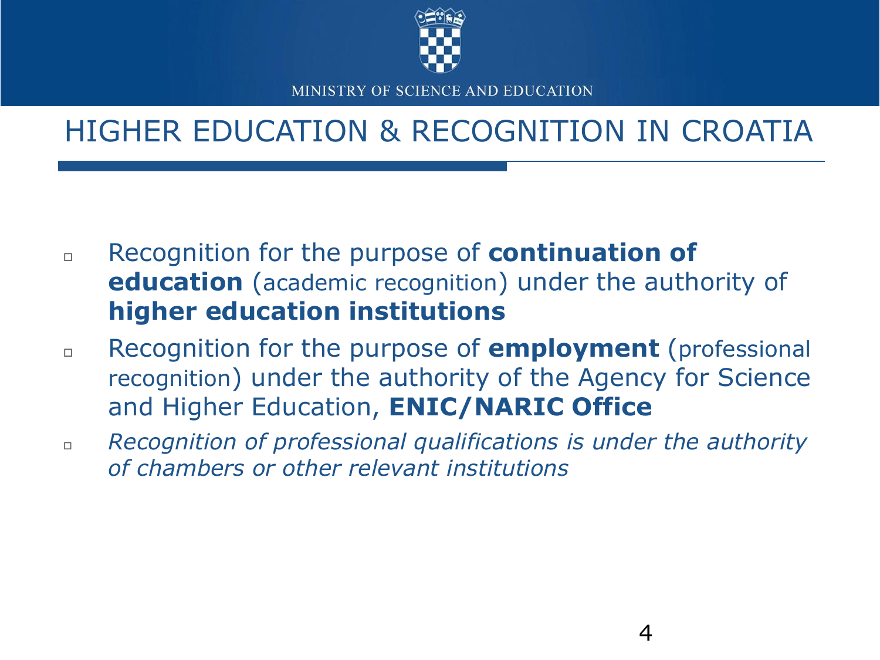MINISTRY OF SCIENCE AND EDUCATION

# HIGHER EDUCATION & RECOGNITION IN CROATIA

- Recognition for the purpose of **continuation of education** (academic recognition) under the authority of **higher education institutions**
- Recognition for the purpose of **employment** (professional recognition) under the authority of the Agency for Science and Higher Education, **ENIC/NARIC Office**
- *Recognition of professional qualifications is under the authority of chambers or other relevant institutions*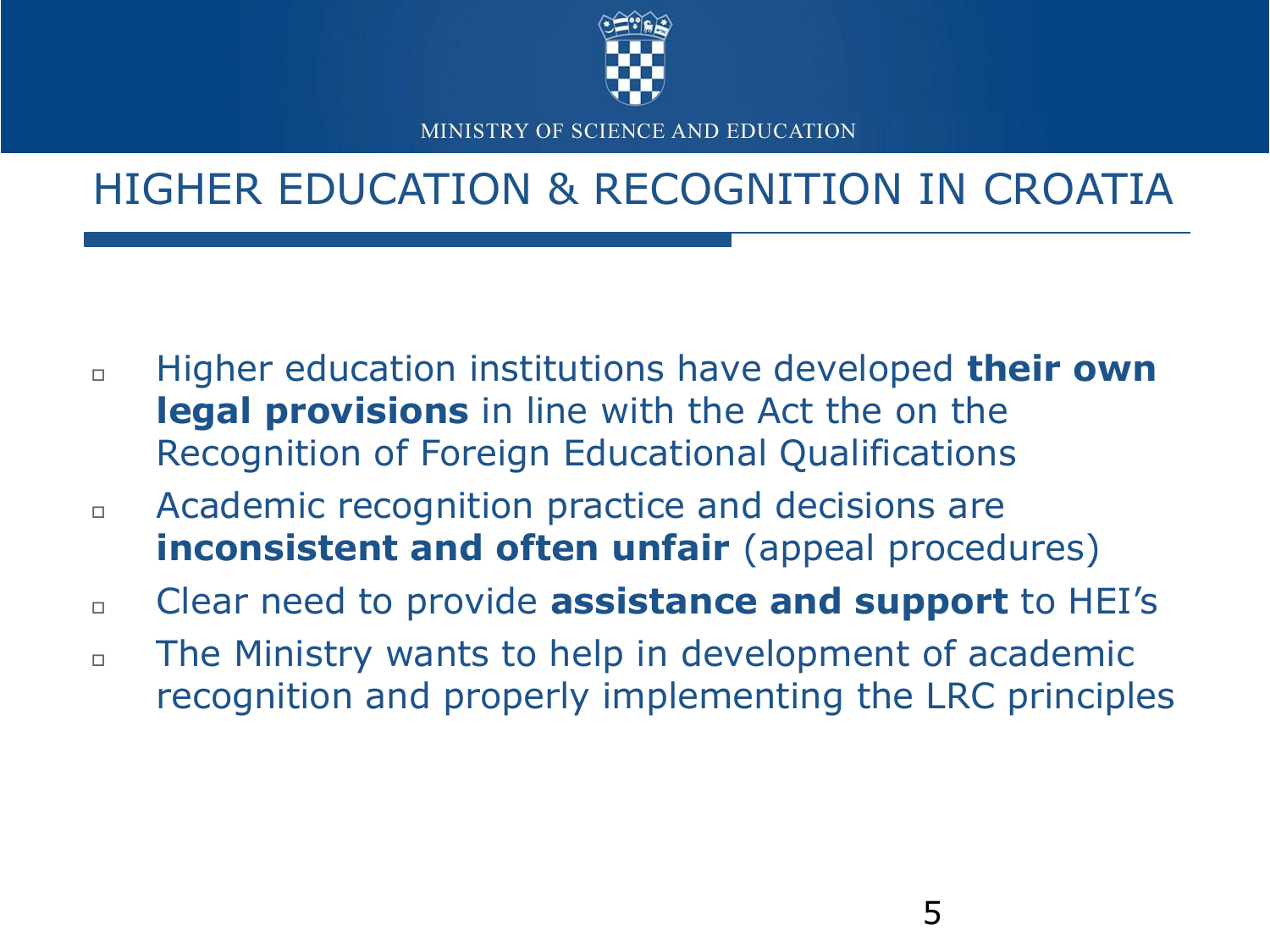# HIGHER EDUCATION & RECOGNITION IN CROATIA

- Higher education institutions have developed **their own legal provisions** in line with the Act the on the Recognition of Foreign Educational Qualifications
- Academic recognition practice and decisions are **inconsistent and often unfair** (appeal procedures)
- Clear need to provide **assistance and support** to HEI's
- The Ministry wants to help in development of academic recognition and properly implementing the LRC principles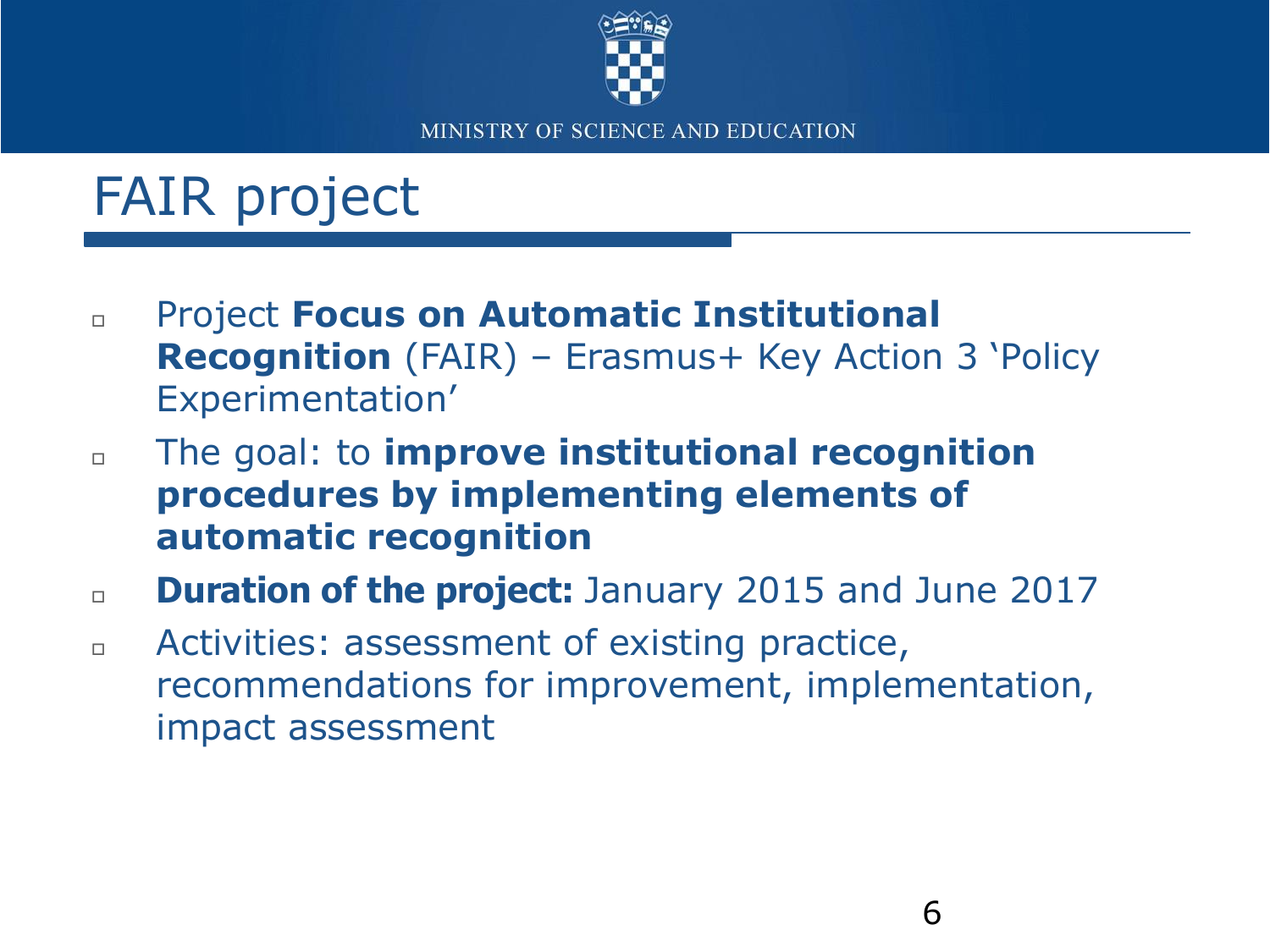MINISTRY OF SCIENCE AND EDUCATION

# FAIR project

- Project **Focus on Automatic Institutional Recognition** (FAIR) – Erasmus+ Key Action 3 'Policy Experimentation'
- The goal: to **improve institutional recognition procedures by implementing elements of automatic recognition**
- **Duration of the project:** January 2015 and June 2017
- Activities: assessment of existing practice, recommendations for improvement, implementation, impact assessment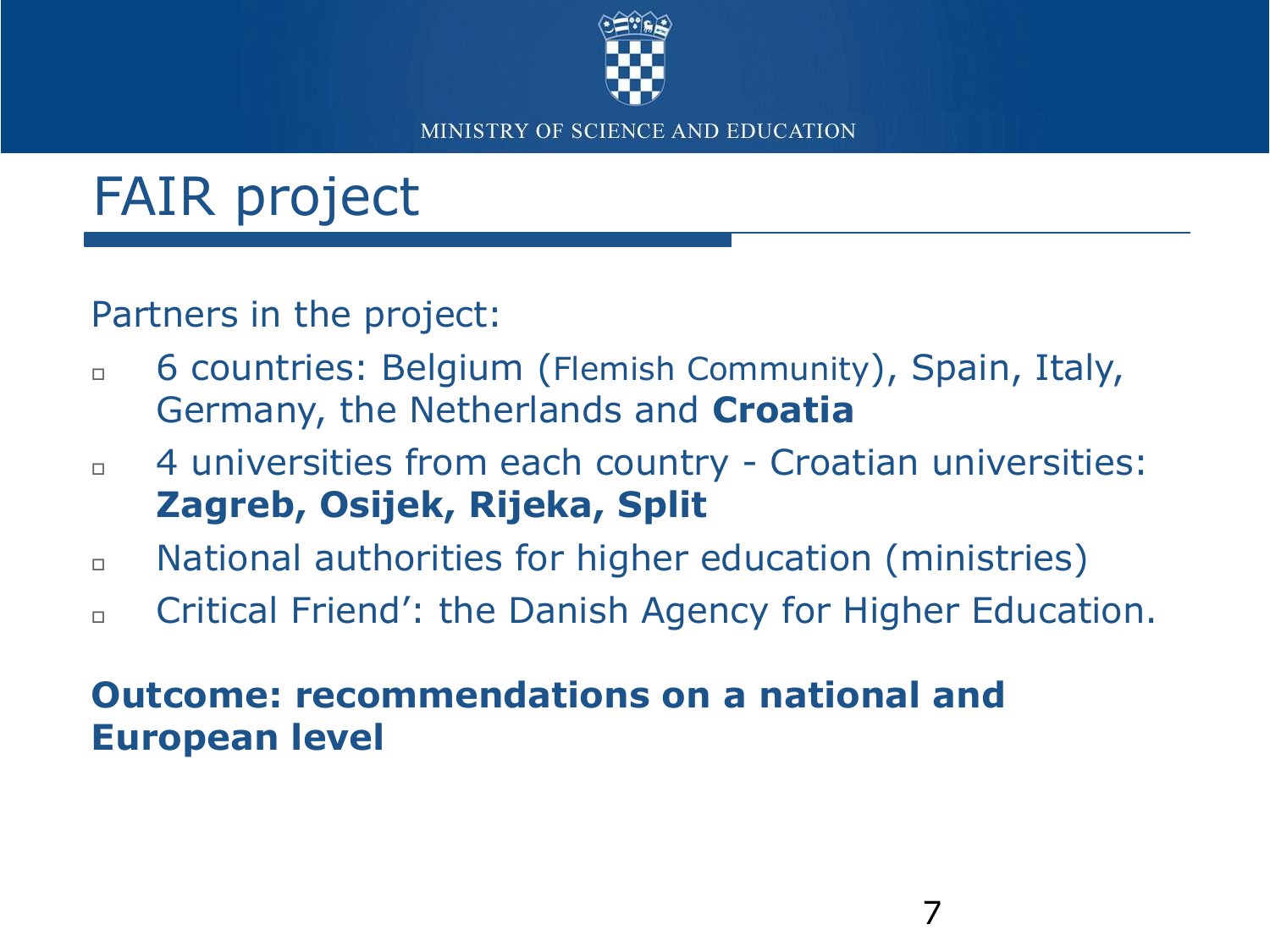# FAIR project

Partners in the project:

- 6 countries: Belgium (Flemish Community), Spain, Italy, Germany, the Netherlands and **Croatia**
- 4 universities from each country - Croatian universities: **Zagreb, Osijek, Rijeka, Split**
- National authorities for higher education (ministries)
- Critical Friend': the Danish Agency for Higher Education.

**Outcome: recommendations on a national and European level**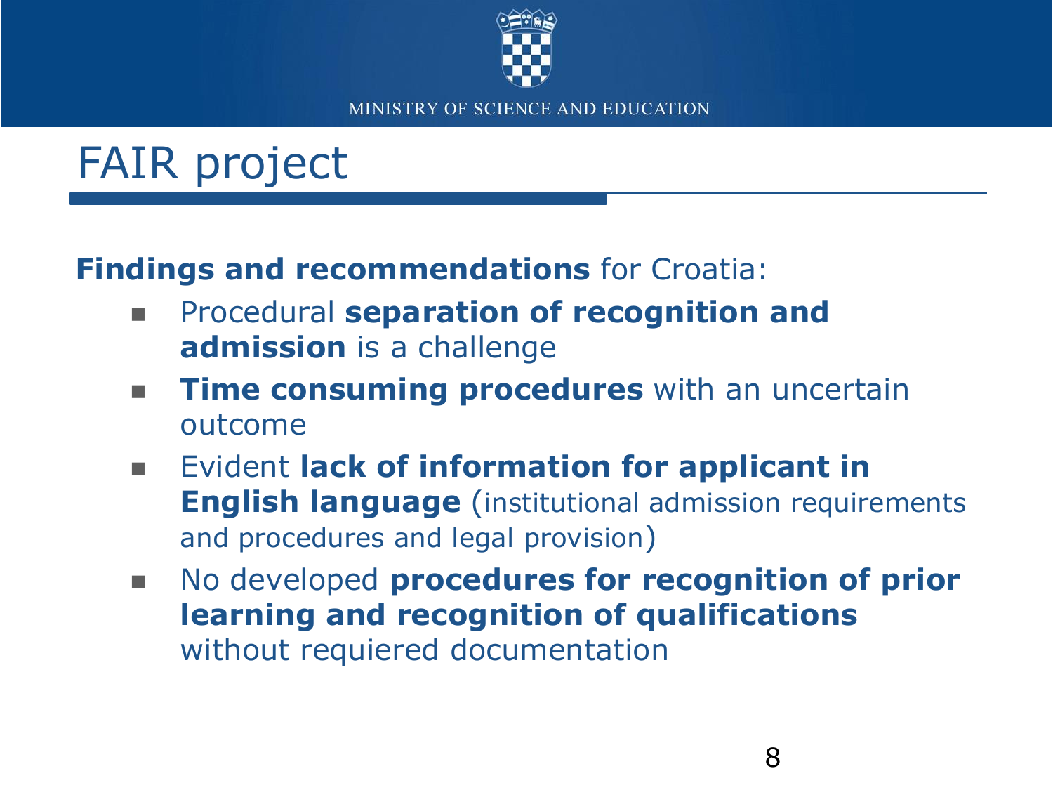# FAIR project

**Findings and recommendations** for Croatia:

- Procedural **separation of recognition and admission** is a challenge
- **Time consuming procedures** with an uncertain outcome
- Evident **lack of information for applicant in English language** (institutional admission requirements and procedures and legal provision)
- No developed **procedures for recognition of prior learning and recognition of qualifications** without requiered documentation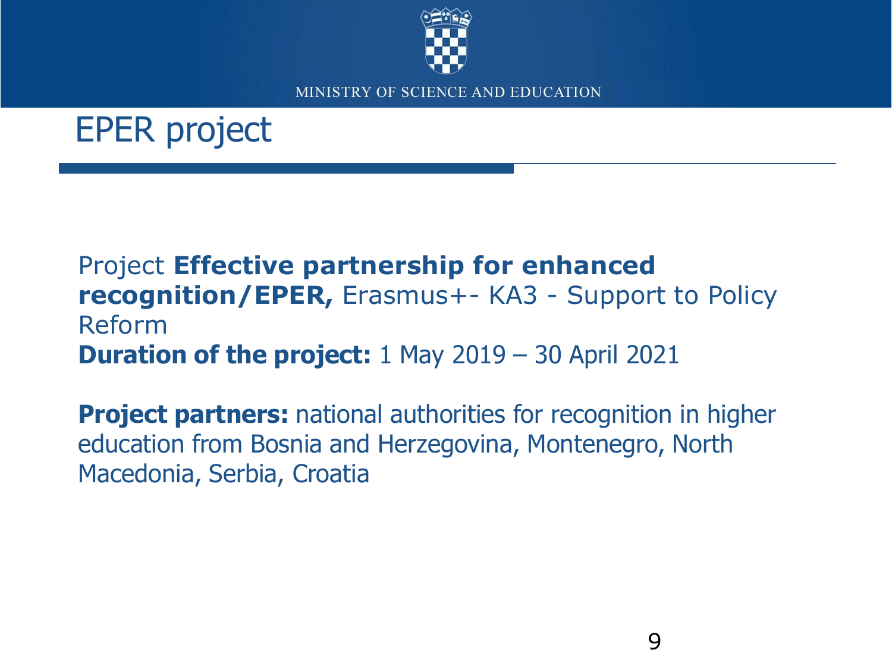# EPER project

Project **Effective partnership for enhanced recognition/EPER,** Erasmus+- KA3 - Support to Policy Reform

**Duration of the project:** 1 May 2019 – 30 April 2021

**Project partners:** national authorities for recognition in higher education from Bosnia and Herzegovina, Montenegro, North Macedonia, Serbia, Croatia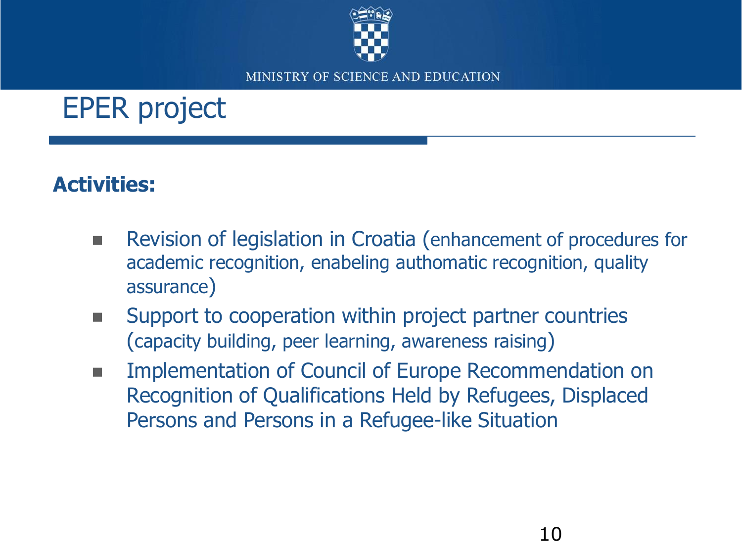MINISTRY OF SCIENCE AND EDUCATION

# EPER project

**Activities:**

- Revision of legislation in Croatia (enhancement of procedures for academic recognition, enabeling authomatic recognition, quality assurance)
- Support to cooperation within project partner countries (capacity building, peer learning, awareness raising)
- Implementation of Council of Europe Recommendation on Recognition of Qualifications Held by Refugees, Displaced Persons and Persons in a Refugee-like Situation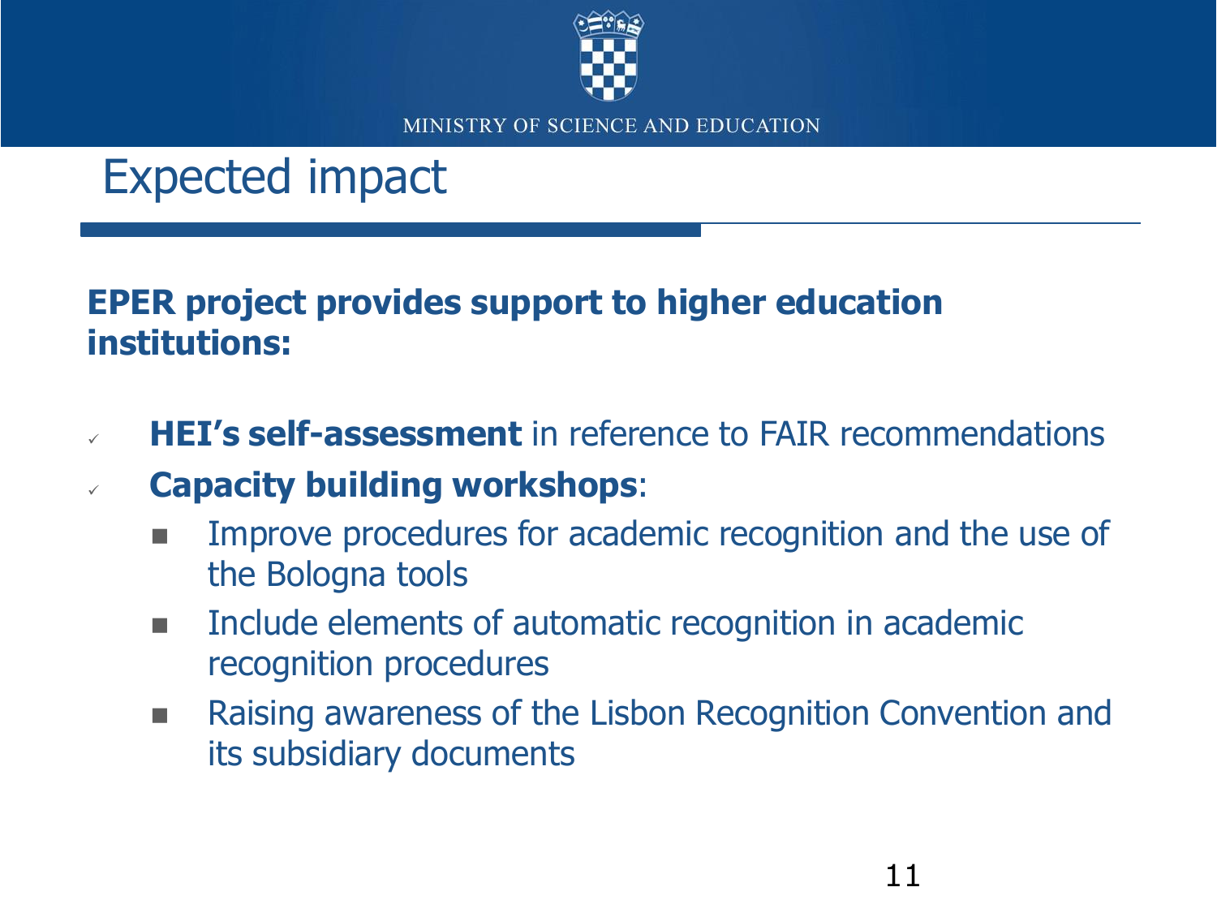# Expected impact

**EPER project provides support to higher education institutions:**

- **HEI's self-assessment** in reference to FAIR recommendations
- **Capacity building workshops**:
  - Improve procedures for academic recognition and the use of the Bologna tools
  - Include elements of automatic recognition in academic recognition procedures
  - Raising awareness of the Lisbon Recognition Convention and its subsidiary documents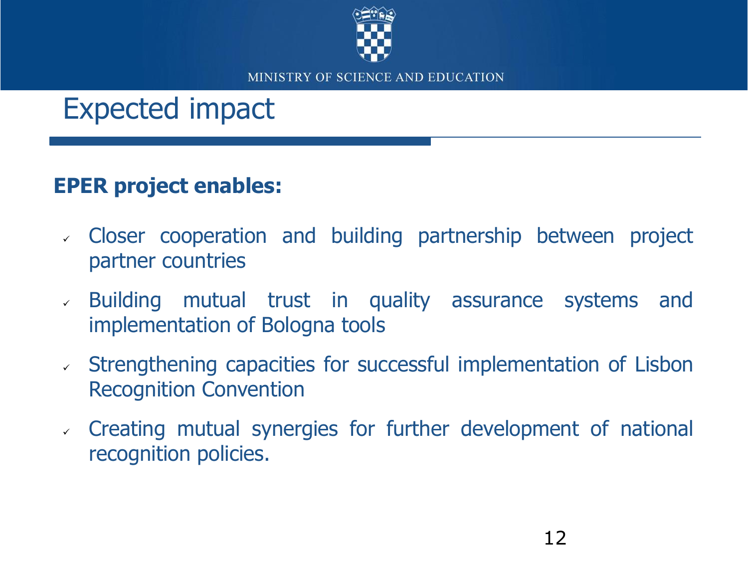# Expected impact

**EPER project enables:**

- Closer cooperation and building partnership between project partner countries
- Building mutual trust in quality assurance systems and implementation of Bologna tools
- Strengthening capacities for successful implementation of Lisbon Recognition Convention
- Creating mutual synergies for further development of national recognition policies.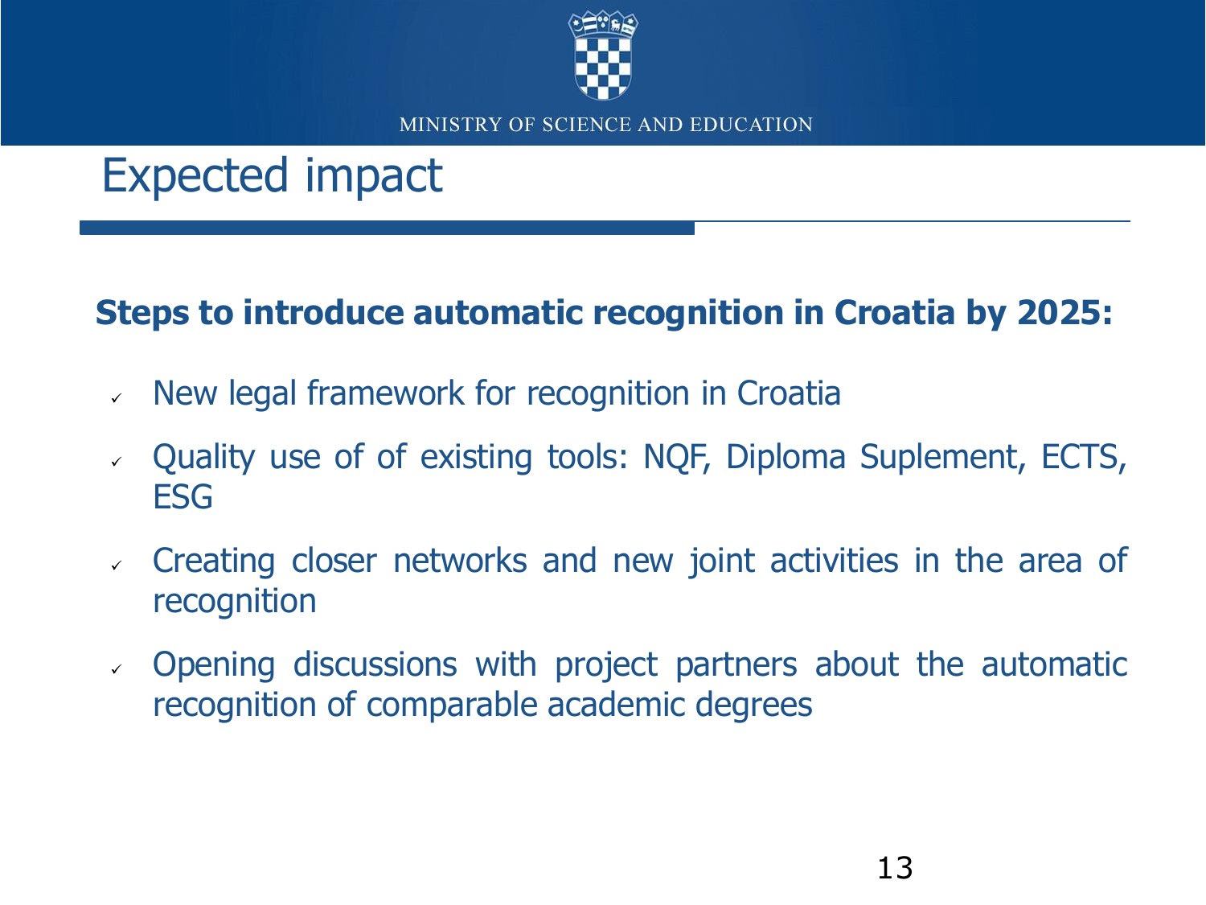MINISTRY OF SCIENCE AND EDUCATION

# Expected impact

**Steps to introduce automatic recognition in Croatia by 2025:**

- ✓ New legal framework for recognition in Croatia
- ✓ Quality use of of existing tools: NQF, Diploma Suplement, ECTS, ESG
- ✓ Creating closer networks and new joint activities in the area of recognition
- ✓ Opening discussions with project partners about the automatic recognition of comparable academic degrees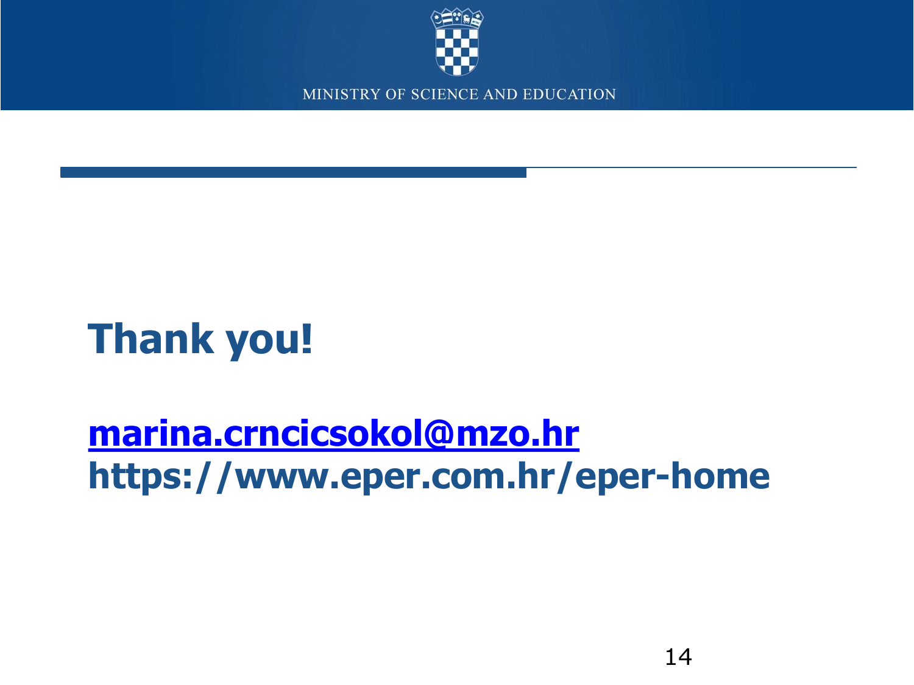MINISTRY OF SCIENCE AND EDUCATION

# Thank you!

**marina.crncicsokol@mzo.hr**
**https://www.eper.com.hr/eper-home**